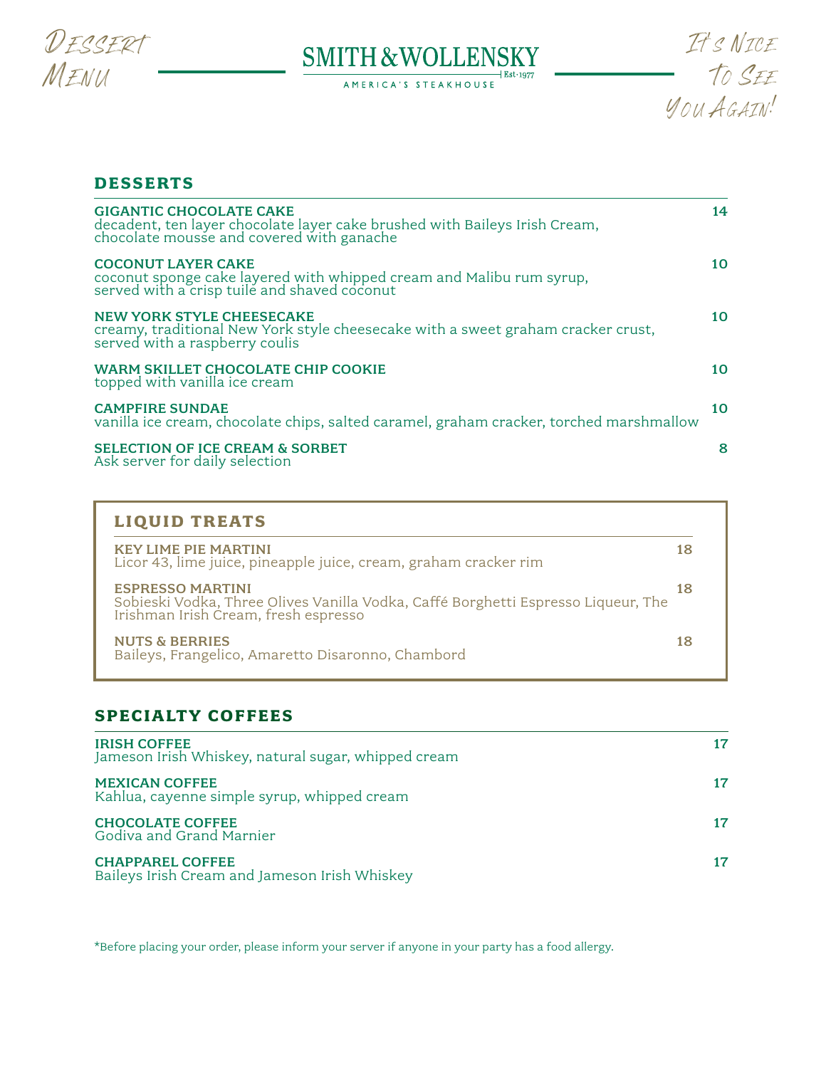Dessert Menu

# SMITH & WOLLENSKY

Est. 1977

AMERICA'S STEAKHOUSE

It's Nice To See You Again!

## DESSERTS

**GIGANTIC CHOCOLATE CAKE** — 14
decadent, ten layer chocolate layer cake brushed with Baileys Irish Cream, chocolate mousse and covered with ganache

**COCONUT LAYER CAKE** — 10
coconut sponge cake layered with whipped cream and Malibu rum syrup, served with a crisp tuile and shaved coconut

**NEW YORK STYLE CHEESECAKE** — 10
creamy, traditional New York style cheesecake with a sweet graham cracker crust, served with a raspberry coulis

**WARM SKILLET CHOCOLATE CHIP COOKIE** — 10
topped with vanilla ice cream

**CAMPFIRE SUNDAE** — 10
vanilla ice cream, chocolate chips, salted caramel, graham cracker, torched marshmallow

**SELECTION OF ICE CREAM & SORBET** — 8
Ask server for daily selection

## LIQUID TREATS

**KEY LIME PIE MARTINI** — 18
Licor 43, lime juice, pineapple juice, cream, graham cracker rim

**ESPRESSO MARTINI** — 18
Sobieski Vodka, Three Olives Vanilla Vodka, Caffé Borghetti Espresso Liqueur, The Irishman Irish Cream, fresh espresso

**NUTS & BERRIES** — 18
Baileys, Frangelico, Amaretto Disaronno, Chambord

## SPECIALTY COFFEES

**IRISH COFFEE** — 17
Jameson Irish Whiskey, natural sugar, whipped cream

**MEXICAN COFFEE** — 17
Kahlua, cayenne simple syrup, whipped cream

**CHOCOLATE COFFEE** — 17
Godiva and Grand Marnier

**CHAPPAREL COFFEE** — 17
Baileys Irish Cream and Jameson Irish Whiskey

*Before placing your order, please inform your server if anyone in your party has a food allergy.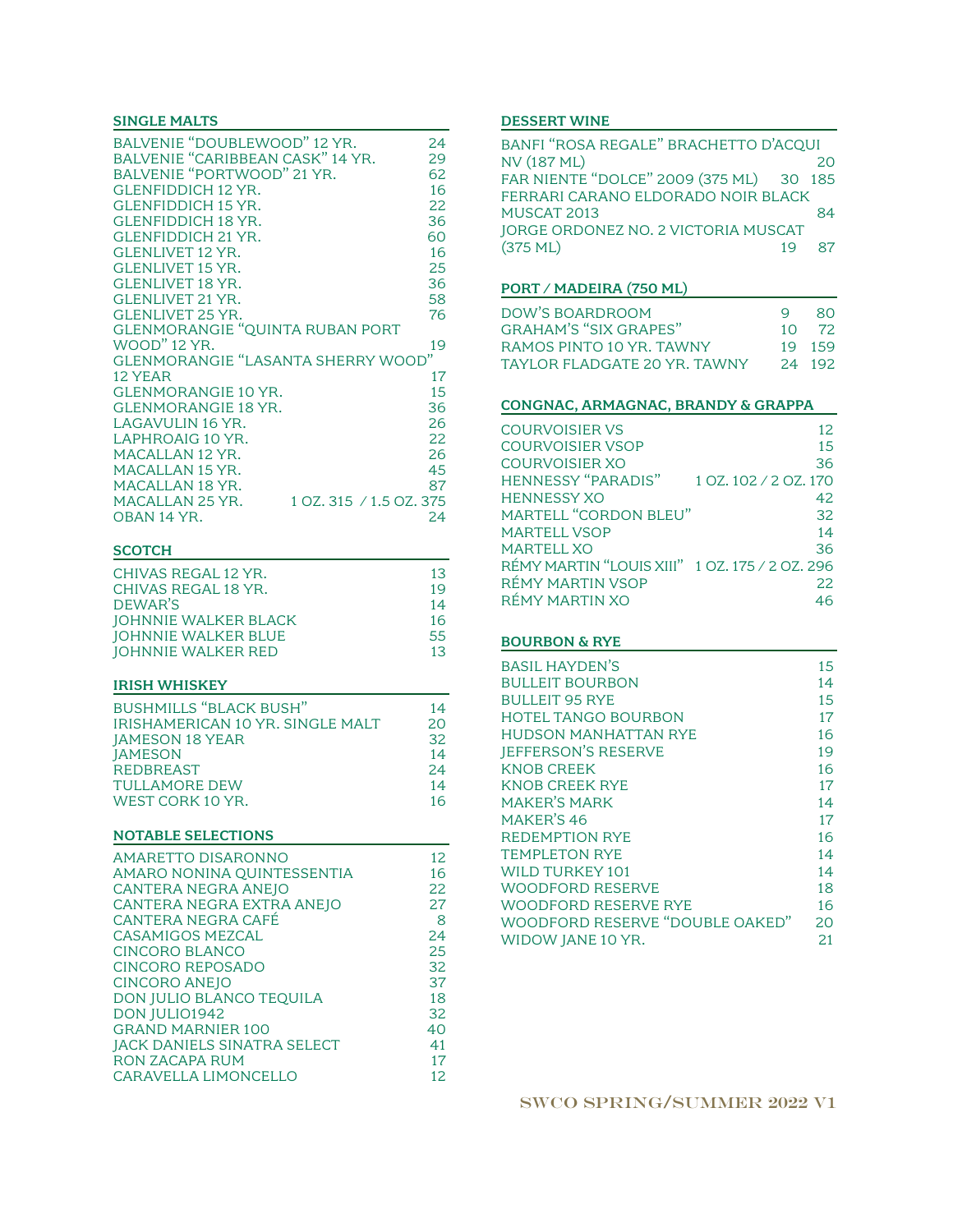## SINGLE MALTS

| | |
|---|---|
| BALVENIE "DOUBLEWOOD" 12 YR. | 24 |
| BALVENIE "CARIBBEAN CASK" 14 YR. | 29 |
| BALVENIE "PORTWOOD" 21 YR. | 62 |
| GLENFIDDICH 12 YR. | 16 |
| GLENFIDDICH 15 YR. | 22 |
| GLENFIDDICH 18 YR. | 36 |
| GLENFIDDICH 21 YR. | 60 |
| GLENLIVET 12 YR. | 16 |
| GLENLIVET 15 YR. | 25 |
| GLENLIVET 18 YR. | 36 |
| GLENLIVET 21 YR. | 58 |
| GLENLIVET 25 YR. | 76 |
| GLENMORANGIE "QUINTA RUBAN PORT WOOD" 12 YR. | 19 |
| GLENMORANGIE "LASANTA SHERRY WOOD" 12 YEAR | 17 |
| GLENMORANGIE 10 YR. | 15 |
| GLENMORANGIE 18 YR. | 36 |
| LAGAVULIN 16 YR. | 26 |
| LAPHROAIG 10 YR. | 22 |
| MACALLAN 12 YR. | 26 |
| MACALLAN 15 YR. | 45 |
| MACALLAN 18 YR. | 87 |
| MACALLAN 25 YR. | 1 OZ. 315 / 1.5 OZ. 375 |
| OBAN 14 YR. | 24 |

## SCOTCH

| | |
|---|---|
| CHIVAS REGAL 12 YR. | 13 |
| CHIVAS REGAL 18 YR. | 19 |
| DEWAR'S | 14 |
| JOHNNIE WALKER BLACK | 16 |
| JOHNNIE WALKER BLUE | 55 |
| JOHNNIE WALKER RED | 13 |

## IRISH WHISKEY

| | |
|---|---|
| BUSHMILLS "BLACK BUSH" | 14 |
| IRISHAMERICAN 10 YR. SINGLE MALT | 20 |
| JAMESON 18 YEAR | 32 |
| JAMESON | 14 |
| REDBREAST | 24 |
| TULLAMORE DEW | 14 |
| WEST CORK 10 YR. | 16 |

## NOTABLE SELECTIONS

| | |
|---|---|
| AMARETTO DISARONNO | 12 |
| AMARO NONINA QUINTESSENTIA | 16 |
| CANTERA NEGRA ANEJO | 22 |
| CANTERA NEGRA EXTRA ANEJO | 27 |
| CANTERA NEGRA CAFÉ | 8 |
| CASAMIGOS MEZCAL | 24 |
| CINCORO BLANCO | 25 |
| CINCORO REPOSADO | 32 |
| CINCORO ANEJO | 37 |
| DON JULIO BLANCO TEQUILA | 18 |
| DON JULIO1942 | 32 |
| GRAND MARNIER 100 | 40 |
| JACK DANIELS SINATRA SELECT | 41 |
| RON ZACAPA RUM | 17 |
| CARAVELLA LIMONCELLO | 12 |

## DESSERT WINE

| | | |
|---|---|---|
| BANFI "ROSA REGALE" BRACHETTO D'ACQUI NV (187 ML) | | 20 |
| FAR NIENTE "DOLCE" 2009 (375 ML) | 30 | 185 |
| FERRARI CARANO ELDORADO NOIR BLACK MUSCAT 2013 | | 84 |
| JORGE ORDONEZ NO. 2 VICTORIA MUSCAT (375 ML) | 19 | 87 |

## PORT / MADEIRA (750 ML)

| | | |
|---|---|---|
| DOW'S BOARDROOM | 9 | 80 |
| GRAHAM'S "SIX GRAPES" | 10 | 72 |
| RAMOS PINTO 10 YR. TAWNY | 19 | 159 |
| TAYLOR FLADGATE 20 YR. TAWNY | 24 | 192 |

## CONGNAC, ARMAGNAC, BRANDY & GRAPPA

| | |
|---|---|
| COURVOISIER VS | 12 |
| COURVOISIER VSOP | 15 |
| COURVOISIER XO | 36 |
| HENNESSY "PARADIS" | 1 OZ. 102 / 2 OZ. 170 |
| HENNESSY XO | 42 |
| MARTELL "CORDON BLEU" | 32 |
| MARTELL VSOP | 14 |
| MARTELL XO | 36 |
| RÉMY MARTIN "LOUIS XIII" | 1 OZ. 175 / 2 OZ. 296 |
| RÉMY MARTIN VSOP | 22 |
| RÉMY MARTIN XO | 46 |

## BOURBON & RYE

| | |
|---|---|
| BASIL HAYDEN'S | 15 |
| BULLEIT BOURBON | 14 |
| BULLEIT 95 RYE | 15 |
| HOTEL TANGO BOURBON | 17 |
| HUDSON MANHATTAN RYE | 16 |
| JEFFERSON'S RESERVE | 19 |
| KNOB CREEK | 16 |
| KNOB CREEK RYE | 17 |
| MAKER'S MARK | 14 |
| MAKER'S 46 | 17 |
| REDEMPTION RYE | 16 |
| TEMPLETON RYE | 14 |
| WILD TURKEY 101 | 14 |
| WOODFORD RESERVE | 18 |
| WOODFORD RESERVE RYE | 16 |
| WOODFORD RESERVE "DOUBLE OAKED" | 20 |
| WIDOW JANE 10 YR. | 21 |

SWCO SPRING/SUMMER 2022 V1